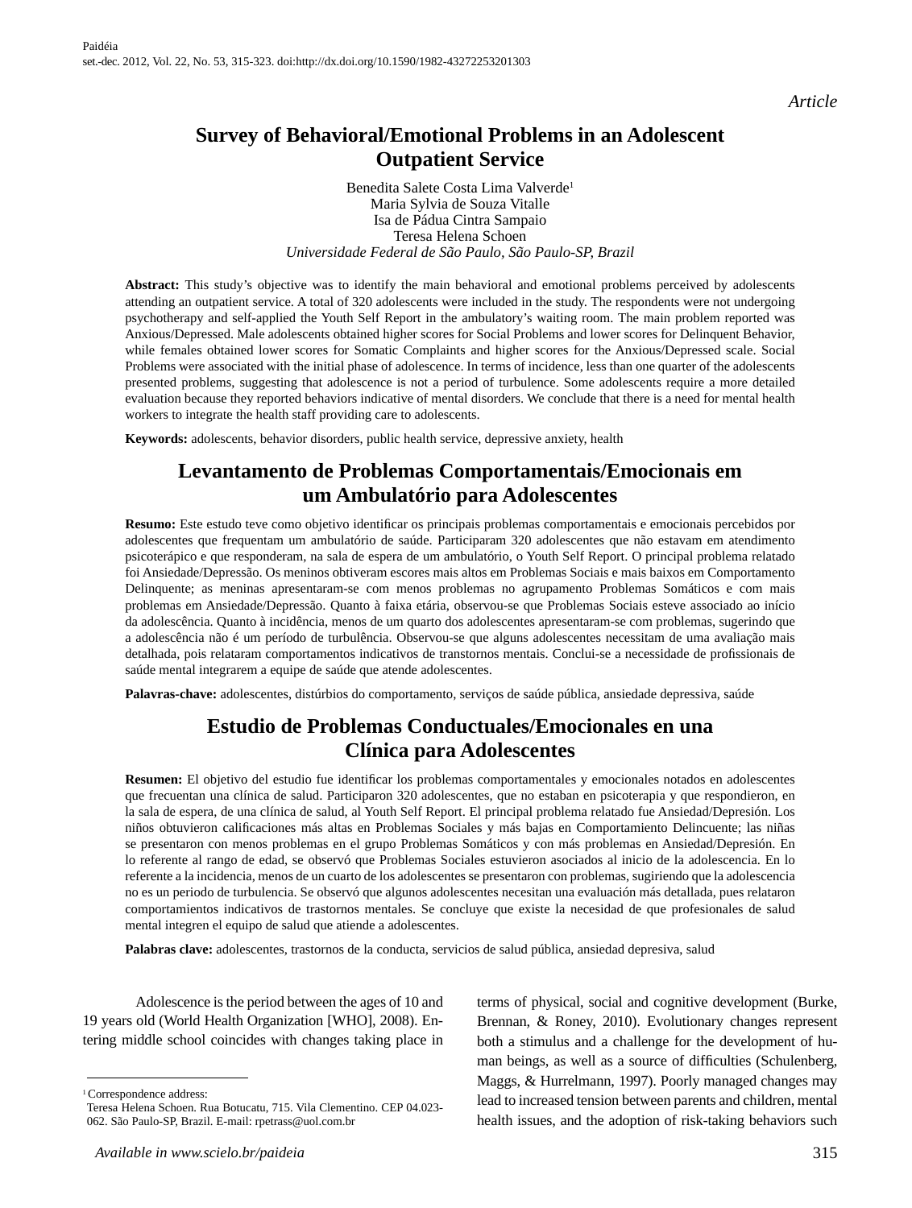Article

# Survey of Behavioral/Emotional Problems in an Adolescent Outpatient Service

Benedita Salete Costa Lima Valverde[1]
Maria Sylvia de Souza Vitalle
Isa de Pádua Cintra Sampaio
Teresa Helena Schoen
*Universidade Federal de São Paulo, São Paulo-SP, Brazil*

**Abstract:** This study's objective was to identify the main behavioral and emotional problems perceived by adolescents attending an outpatient service. A total of 320 adolescents were included in the study. The respondents were not undergoing psychotherapy and self-applied the Youth Self Report in the ambulatory's waiting room. The main problem reported was Anxious/Depressed. Male adolescents obtained higher scores for Social Problems and lower scores for Delinquent Behavior, while females obtained lower scores for Somatic Complaints and higher scores for the Anxious/Depressed scale. Social Problems were associated with the initial phase of adolescence. In terms of incidence, less than one quarter of the adolescents presented problems, suggesting that adolescence is not a period of turbulence. Some adolescents require a more detailed evaluation because they reported behaviors indicative of mental disorders. We conclude that there is a need for mental health workers to integrate the health staff providing care to adolescents.

**Keywords:** adolescents, behavior disorders, public health service, depressive anxiety, health

# Levantamento de Problemas Comportamentais/Emocionais em um Ambulatório para Adolescentes

**Resumo:** Este estudo teve como objetivo identificar os principais problemas comportamentais e emocionais percebidos por adolescentes que frequentam um ambulatório de saúde. Participaram 320 adolescentes que não estavam em atendimento psicoterápico e que responderam, na sala de espera de um ambulatório, o Youth Self Report. O principal problema relatado foi Ansiedade/Depressão. Os meninos obtiveram escores mais altos em Problemas Sociais e mais baixos em Comportamento Delinquente; as meninas apresentaram-se com menos problemas no agrupamento Problemas Somáticos e com mais problemas em Ansiedade/Depressão. Quanto à faixa etária, observou-se que Problemas Sociais esteve associado ao início da adolescência. Quanto à incidência, menos de um quarto dos adolescentes apresentaram-se com problemas, sugerindo que a adolescência não é um período de turbulência. Observou-se que alguns adolescentes necessitam de uma avaliação mais detalhada, pois relataram comportamentos indicativos de transtornos mentais. Conclui-se a necessidade de profissionais de saúde mental integrarem a equipe de saúde que atende adolescentes.

**Palavras-chave:** adolescentes, distúrbios do comportamento, serviços de saúde pública, ansiedade depressiva, saúde

# Estudio de Problemas Conductuales/Emocionales en una Clínica para Adolescentes

**Resumen:** El objetivo del estudio fue identificar los problemas comportamentales y emocionales notados en adolescentes que frecuentan una clínica de salud. Participaron 320 adolescentes, que no estaban en psicoterapia y que respondieron, en la sala de espera, de una clínica de salud, al Youth Self Report. El principal problema relatado fue Ansiedad/Depresión. Los niños obtuvieron calificaciones más altas en Problemas Sociales y más bajas en Comportamiento Delincuente; las niñas se presentaron con menos problemas en el grupo Problemas Somáticos y con más problemas en Ansiedad/Depresión. En lo referente al rango de edad, se observó que Problemas Sociales estuvieron asociados al inicio de la adolescencia. En lo referente a la incidencia, menos de un cuarto de los adolescentes se presentaron con problemas, sugiriendo que la adolescencia no es un periodo de turbulencia. Se observó que algunos adolescentes necesitan una evaluación más detallada, pues relataron comportamientos indicativos de trastornos mentales. Se concluye que existe la necesidad de que profesionales de salud mental integren el equipo de salud que atiende a adolescentes.

**Palabras clave:** adolescentes, trastornos de la conducta, servicios de salud pública, ansiedad depresiva, salud

Adolescence is the period between the ages of 10 and 19 years old (World Health Organization [WHO], 2008). Entering middle school coincides with changes taking place in terms of physical, social and cognitive development (Burke, Brennan, & Roney, 2010). Evolutionary changes represent both a stimulus and a challenge for the development of human beings, as well as a source of difficulties (Schulenberg, Maggs, & Hurrelmann, 1997). Poorly managed changes may lead to increased tension between parents and children, mental health issues, and the adoption of risk-taking behaviors such

[1] Correspondence address:
Teresa Helena Schoen. Rua Botucatu, 715. Vila Clementino. CEP 04.023-062. São Paulo-SP, Brazil. E-mail: rpetrass@uol.com.br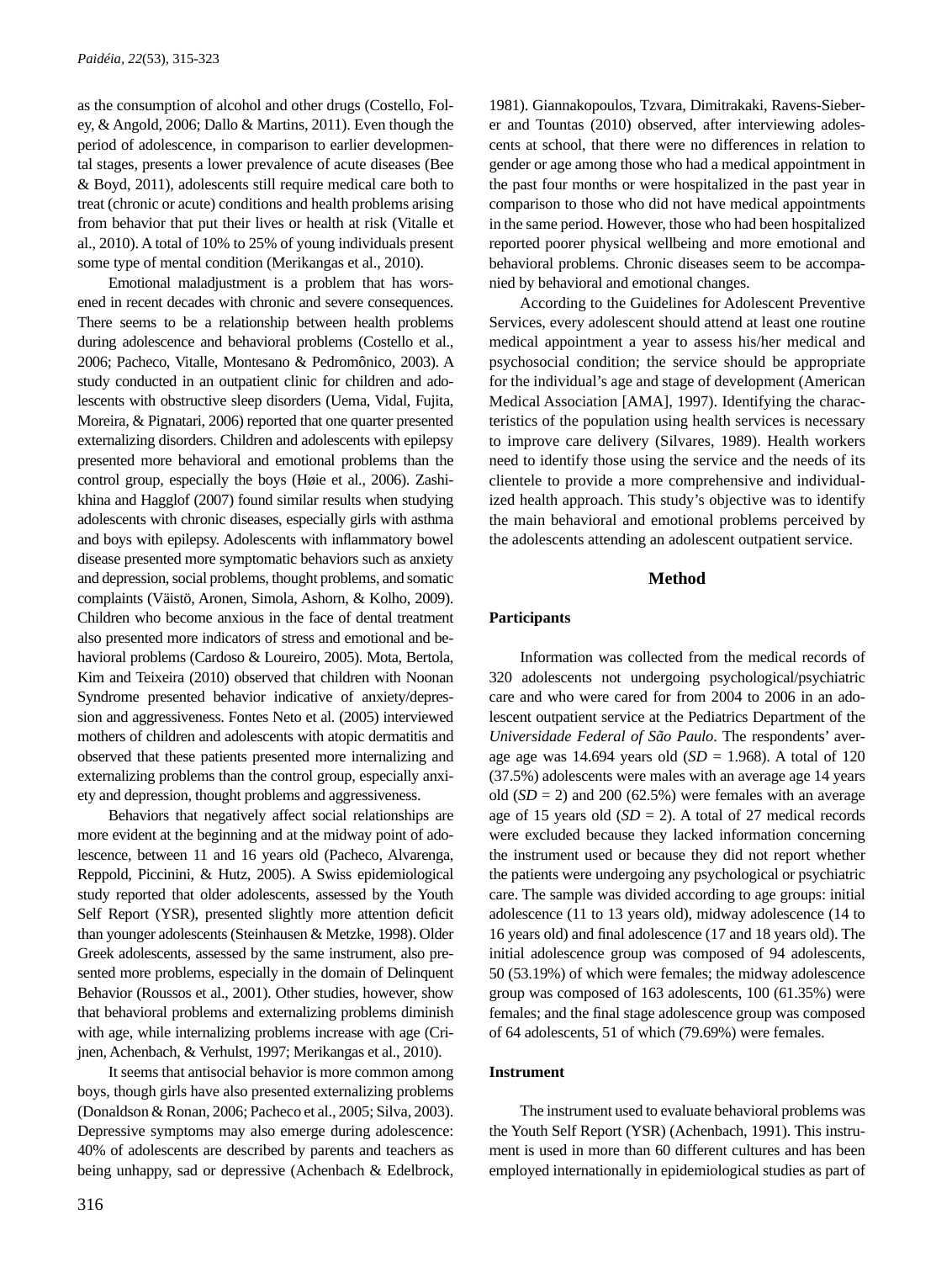as the consumption of alcohol and other drugs (Costello, Foley, & Angold, 2006; Dallo & Martins, 2011). Even though the period of adolescence, in comparison to earlier developmental stages, presents a lower prevalence of acute diseases (Bee & Boyd, 2011), adolescents still require medical care both to treat (chronic or acute) conditions and health problems arising from behavior that put their lives or health at risk (Vitalle et al., 2010). A total of 10% to 25% of young individuals present some type of mental condition (Merikangas et al., 2010).

Emotional maladjustment is a problem that has worsened in recent decades with chronic and severe consequences. There seems to be a relationship between health problems during adolescence and behavioral problems (Costello et al., 2006; Pacheco, Vitalle, Montesano & Pedromônico, 2003). A study conducted in an outpatient clinic for children and adolescents with obstructive sleep disorders (Uema, Vidal, Fujita, Moreira, & Pignatari, 2006) reported that one quarter presented externalizing disorders. Children and adolescents with epilepsy presented more behavioral and emotional problems than the control group, especially the boys (Høie et al., 2006). Zashikhina and Hagglof (2007) found similar results when studying adolescents with chronic diseases, especially girls with asthma and boys with epilepsy. Adolescents with inflammatory bowel disease presented more symptomatic behaviors such as anxiety and depression, social problems, thought problems, and somatic complaints (Väistö, Aronen, Simola, Ashorn, & Kolho, 2009). Children who become anxious in the face of dental treatment also presented more indicators of stress and emotional and behavioral problems (Cardoso & Loureiro, 2005). Mota, Bertola, Kim and Teixeira (2010) observed that children with Noonan Syndrome presented behavior indicative of anxiety/depression and aggressiveness. Fontes Neto et al. (2005) interviewed mothers of children and adolescents with atopic dermatitis and observed that these patients presented more internalizing and externalizing problems than the control group, especially anxiety and depression, thought problems and aggressiveness.

Behaviors that negatively affect social relationships are more evident at the beginning and at the midway point of adolescence, between 11 and 16 years old (Pacheco, Alvarenga, Reppold, Piccinini, & Hutz, 2005). A Swiss epidemiological study reported that older adolescents, assessed by the Youth Self Report (YSR), presented slightly more attention deficit than younger adolescents (Steinhausen & Metzke, 1998). Older Greek adolescents, assessed by the same instrument, also presented more problems, especially in the domain of Delinquent Behavior (Roussos et al., 2001). Other studies, however, show that behavioral problems and externalizing problems diminish with age, while internalizing problems increase with age (Crijnen, Achenbach, & Verhulst, 1997; Merikangas et al., 2010).

It seems that antisocial behavior is more common among boys, though girls have also presented externalizing problems (Donaldson & Ronan, 2006; Pacheco et al., 2005; Silva, 2003). Depressive symptoms may also emerge during adolescence: 40% of adolescents are described by parents and teachers as being unhappy, sad or depressive (Achenbach & Edelbrock, 1981). Giannakopoulos, Tzvara, Dimitrakaki, Ravens-Sieberer and Tountas (2010) observed, after interviewing adolescents at school, that there were no differences in relation to gender or age among those who had a medical appointment in the past four months or were hospitalized in the past year in comparison to those who did not have medical appointments in the same period. However, those who had been hospitalized reported poorer physical wellbeing and more emotional and behavioral problems. Chronic diseases seem to be accompanied by behavioral and emotional changes.

According to the Guidelines for Adolescent Preventive Services, every adolescent should attend at least one routine medical appointment a year to assess his/her medical and psychosocial condition; the service should be appropriate for the individual's age and stage of development (American Medical Association [AMA], 1997). Identifying the characteristics of the population using health services is necessary to improve care delivery (Silvares, 1989). Health workers need to identify those using the service and the needs of its clientele to provide a more comprehensive and individualized health approach. This study's objective was to identify the main behavioral and emotional problems perceived by the adolescents attending an adolescent outpatient service.

## Method

### Participants

Information was collected from the medical records of 320 adolescents not undergoing psychological/psychiatric care and who were cared for from 2004 to 2006 in an adolescent outpatient service at the Pediatrics Department of the *Universidade Federal de São Paulo*. The respondents' average age was 14.694 years old (*SD* = 1.968). A total of 120 (37.5%) adolescents were males with an average age 14 years old (*SD* = 2) and 200 (62.5%) were females with an average age of 15 years old (*SD* = 2). A total of 27 medical records were excluded because they lacked information concerning the instrument used or because they did not report whether the patients were undergoing any psychological or psychiatric care. The sample was divided according to age groups: initial adolescence (11 to 13 years old), midway adolescence (14 to 16 years old) and final adolescence (17 and 18 years old). The initial adolescence group was composed of 94 adolescents, 50 (53.19%) of which were females; the midway adolescence group was composed of 163 adolescents, 100 (61.35%) were females; and the final stage adolescence group was composed of 64 adolescents, 51 of which (79.69%) were females.

### Instrument

The instrument used to evaluate behavioral problems was the Youth Self Report (YSR) (Achenbach, 1991). This instrument is used in more than 60 different cultures and has been employed internationally in epidemiological studies as part of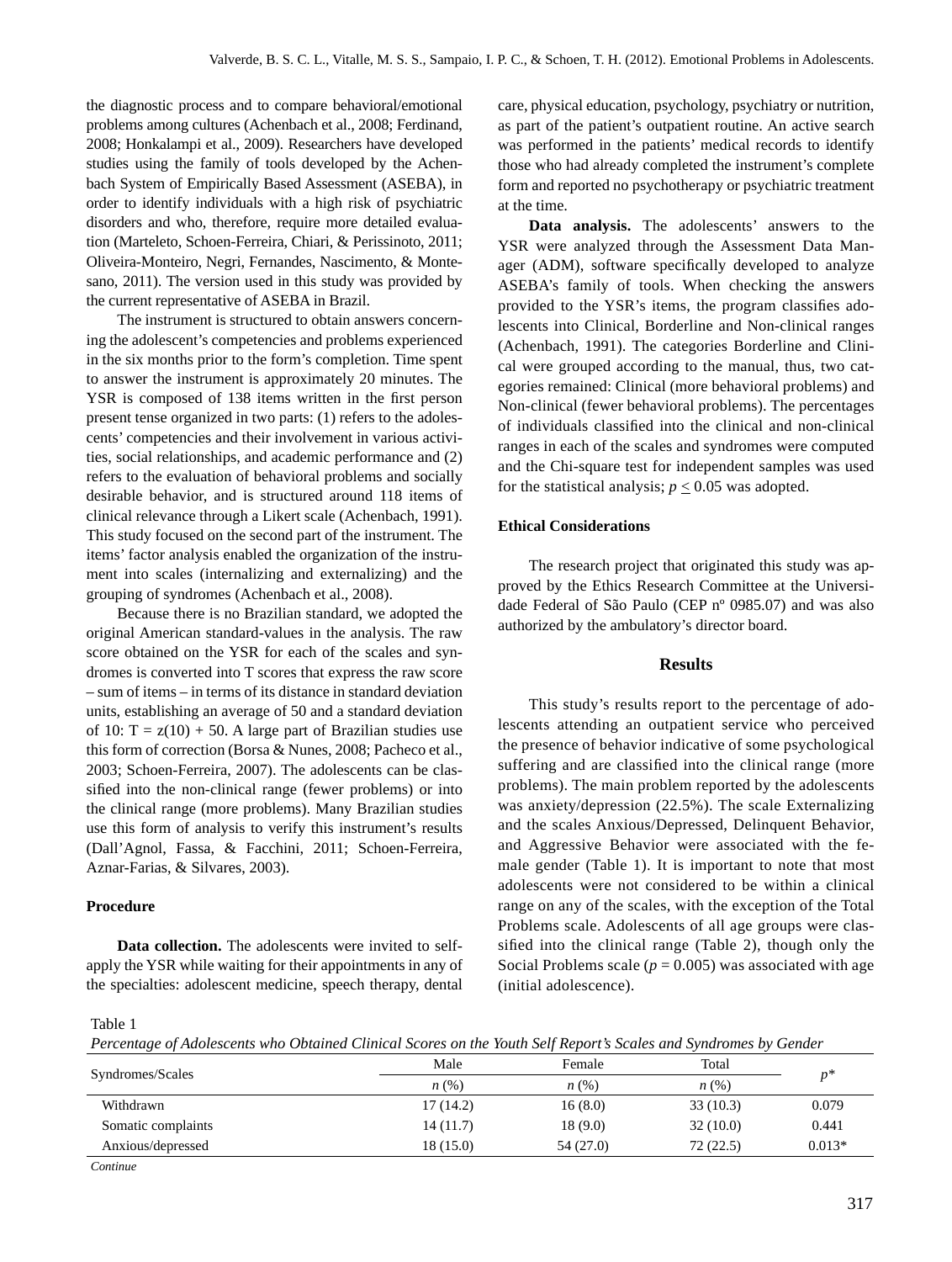the diagnostic process and to compare behavioral/emotional problems among cultures (Achenbach et al., 2008; Ferdinand, 2008; Honkalampi et al., 2009). Researchers have developed studies using the family of tools developed by the Achenbach System of Empirically Based Assessment (ASEBA), in order to identify individuals with a high risk of psychiatric disorders and who, therefore, require more detailed evaluation (Marteleto, Schoen-Ferreira, Chiari, & Perissinoto, 2011; Oliveira-Monteiro, Negri, Fernandes, Nascimento, & Montesano, 2011). The version used in this study was provided by the current representative of ASEBA in Brazil.

The instrument is structured to obtain answers concerning the adolescent's competencies and problems experienced in the six months prior to the form's completion. Time spent to answer the instrument is approximately 20 minutes. The YSR is composed of 138 items written in the first person present tense organized in two parts: (1) refers to the adolescents' competencies and their involvement in various activities, social relationships, and academic performance and (2) refers to the evaluation of behavioral problems and socially desirable behavior, and is structured around 118 items of clinical relevance through a Likert scale (Achenbach, 1991). This study focused on the second part of the instrument. The items' factor analysis enabled the organization of the instrument into scales (internalizing and externalizing) and the grouping of syndromes (Achenbach et al., 2008).

Because there is no Brazilian standard, we adopted the original American standard-values in the analysis. The raw score obtained on the YSR for each of the scales and syndromes is converted into T scores that express the raw score – sum of items – in terms of its distance in standard deviation units, establishing an average of 50 and a standard deviation of 10: $T = z(10) + 50$. A large part of Brazilian studies use this form of correction (Borsa & Nunes, 2008; Pacheco et al., 2003; Schoen-Ferreira, 2007). The adolescents can be classified into the non-clinical range (fewer problems) or into the clinical range (more problems). Many Brazilian studies use this form of analysis to verify this instrument's results (Dall'Agnol, Fassa, & Facchini, 2011; Schoen-Ferreira, Aznar-Farias, & Silvares, 2003).

### Procedure

**Data collection.** The adolescents were invited to self-apply the YSR while waiting for their appointments in any of the specialties: adolescent medicine, speech therapy, dental care, physical education, psychology, psychiatry or nutrition, as part of the patient's outpatient routine. An active search was performed in the patients' medical records to identify those who had already completed the instrument's complete form and reported no psychotherapy or psychiatric treatment at the time.

**Data analysis.** The adolescents' answers to the YSR were analyzed through the Assessment Data Manager (ADM), software specifically developed to analyze ASEBA's family of tools. When checking the answers provided to the YSR's items, the program classifies adolescents into Clinical, Borderline and Non-clinical ranges (Achenbach, 1991). The categories Borderline and Clinical were grouped according to the manual, thus, two categories remained: Clinical (more behavioral problems) and Non-clinical (fewer behavioral problems). The percentages of individuals classified into the clinical and non-clinical ranges in each of the scales and syndromes were computed and the Chi-square test for independent samples was used for the statistical analysis; $p \leq 0.05$ was adopted.

### Ethical Considerations

The research project that originated this study was approved by the Ethics Research Committee at the Universidade Federal of São Paulo (CEP nº 0985.07) and was also authorized by the ambulatory's director board.

## Results

This study's results report to the percentage of adolescents attending an outpatient service who perceived the presence of behavior indicative of some psychological suffering and are classified into the clinical range (more problems). The main problem reported by the adolescents was anxiety/depression (22.5%). The scale Externalizing and the scales Anxious/Depressed, Delinquent Behavior, and Aggressive Behavior were associated with the female gender (Table 1). It is important to note that most adolescents were not considered to be within a clinical range on any of the scales, with the exception of the Total Problems scale. Adolescents of all age groups were classified into the clinical range (Table 2), though only the Social Problems scale ($p = 0.005$) was associated with age (initial adolescence).

Table 1
*Percentage of Adolescents who Obtained Clinical Scores on the Youth Self Report's Scales and Syndromes by Gender*

| Syndromes/Scales | Male | Female | Total | $p$* |
|---|---|---|---|---|
| | $n$ (%) | $n$ (%) | $n$ (%) | |
| Withdrawn | 17 (14.2) | 16 (8.0) | 33 (10.3) | 0.079 |
| Somatic complaints | 14 (11.7) | 18 (9.0) | 32 (10.0) | 0.441 |
| Anxious/depressed | 18 (15.0) | 54 (27.0) | 72 (22.5) | 0.013* |

*Continue*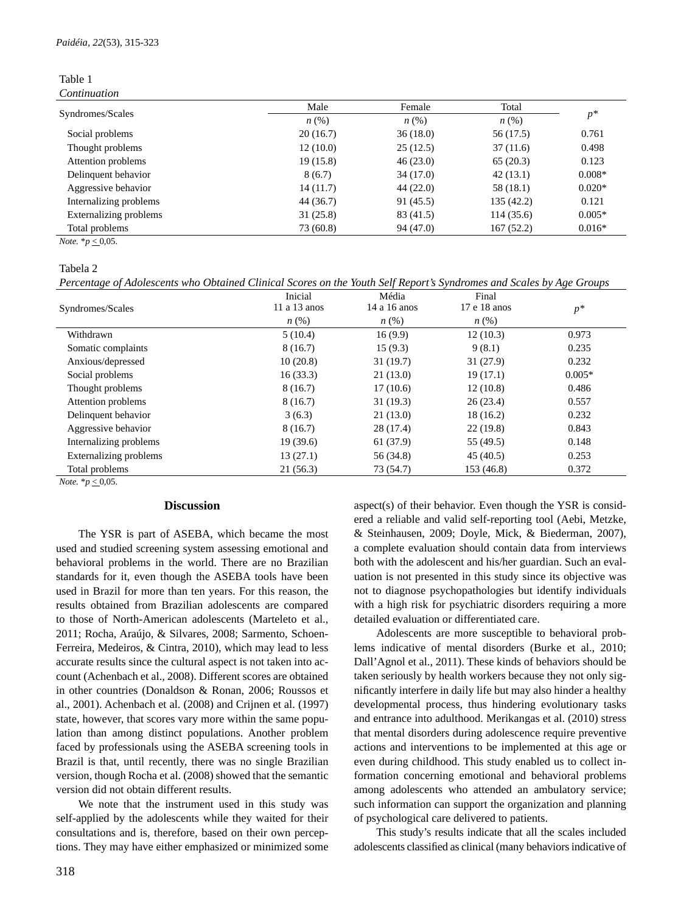Table 1

*Continuation*

| Syndromes/Scales | Male | Female | Total | $p$* |
|---|---|---|---|---|
| | *n* (%) | *n* (%) | *n* (%) | |
| Social problems | 20 (16.7) | 36 (18.0) | 56 (17.5) | 0.761 |
| Thought problems | 12 (10.0) | 25 (12.5) | 37 (11.6) | 0.498 |
| Attention problems | 19 (15.8) | 46 (23.0) | 65 (20.3) | 0.123 |
| Delinquent behavior | 8 (6.7) | 34 (17.0) | 42 (13.1) | 0.008* |
| Aggressive behavior | 14 (11.7) | 44 (22.0) | 58 (18.1) | 0.020* |
| Internalizing problems | 44 (36.7) | 91 (45.5) | 135 (42.2) | 0.121 |
| Externalizing problems | 31 (25.8) | 83 (41.5) | 114 (35.6) | 0.005* |
| Total problems | 73 (60.8) | 94 (47.0) | 167 (52.2) | 0.016* |

*Note.* *$p \leq 0,05$.

Tabela 2

*Percentage of Adolescents who Obtained Clinical Scores on the Youth Self Report's Syndromes and Scales by Age Groups*

| Syndromes/Scales | Inicial 11 a 13 anos | Média 14 a 16 anos | Final 17 e 18 anos | $p$* |
|---|---|---|---|---|
| | *n* (%) | *n* (%) | *n* (%) | |
| Withdrawn | 5 (10.4) | 16 (9.9) | 12 (10.3) | 0.973 |
| Somatic complaints | 8 (16.7) | 15 (9.3) | 9 (8.1) | 0.235 |
| Anxious/depressed | 10 (20.8) | 31 (19.7) | 31 (27.9) | 0.232 |
| Social problems | 16 (33.3) | 21 (13.0) | 19 (17.1) | 0.005* |
| Thought problems | 8 (16.7) | 17 (10.6) | 12 (10.8) | 0.486 |
| Attention problems | 8 (16.7) | 31 (19.3) | 26 (23.4) | 0.557 |
| Delinquent behavior | 3 (6.3) | 21 (13.0) | 18 (16.2) | 0.232 |
| Aggressive behavior | 8 (16.7) | 28 (17.4) | 22 (19.8) | 0.843 |
| Internalizing problems | 19 (39.6) | 61 (37.9) | 55 (49.5) | 0.148 |
| Externalizing problems | 13 (27.1) | 56 (34.8) | 45 (40.5) | 0.253 |
| Total problems | 21 (56.3) | 73 (54.7) | 153 (46.8) | 0.372 |

*Note.* *$p \leq 0,05$.

## Discussion

The YSR is part of ASEBA, which became the most used and studied screening system assessing emotional and behavioral problems in the world. There are no Brazilian standards for it, even though the ASEBA tools have been used in Brazil for more than ten years. For this reason, the results obtained from Brazilian adolescents are compared to those of North-American adolescents (Marteleto et al., 2011; Rocha, Araújo, & Silvares, 2008; Sarmento, Schoen-Ferreira, Medeiros, & Cintra, 2010), which may lead to less accurate results since the cultural aspect is not taken into account (Achenbach et al., 2008). Different scores are obtained in other countries (Donaldson & Ronan, 2006; Roussos et al., 2001). Achenbach et al. (2008) and Crijnen et al. (1997) state, however, that scores vary more within the same population than among distinct populations. Another problem faced by professionals using the ASEBA screening tools in Brazil is that, until recently, there was no single Brazilian version, though Rocha et al. (2008) showed that the semantic version did not obtain different results.

We note that the instrument used in this study was self-applied by the adolescents while they waited for their consultations and is, therefore, based on their own perceptions. They may have either emphasized or minimized some aspect(s) of their behavior. Even though the YSR is considered a reliable and valid self-reporting tool (Aebi, Metzke, & Steinhausen, 2009; Doyle, Mick, & Biederman, 2007), a complete evaluation should contain data from interviews both with the adolescent and his/her guardian. Such an evaluation is not presented in this study since its objective was not to diagnose psychopathologies but identify individuals with a high risk for psychiatric disorders requiring a more detailed evaluation or differentiated care.

Adolescents are more susceptible to behavioral problems indicative of mental disorders (Burke et al., 2010; Dall'Agnol et al., 2011). These kinds of behaviors should be taken seriously by health workers because they not only significantly interfere in daily life but may also hinder a healthy developmental process, thus hindering evolutionary tasks and entrance into adulthood. Merikangas et al. (2010) stress that mental disorders during adolescence require preventive actions and interventions to be implemented at this age or even during childhood. This study enabled us to collect information concerning emotional and behavioral problems among adolescents who attended an ambulatory service; such information can support the organization and planning of psychological care delivered to patients.

This study's results indicate that all the scales included adolescents classified as clinical (many behaviors indicative of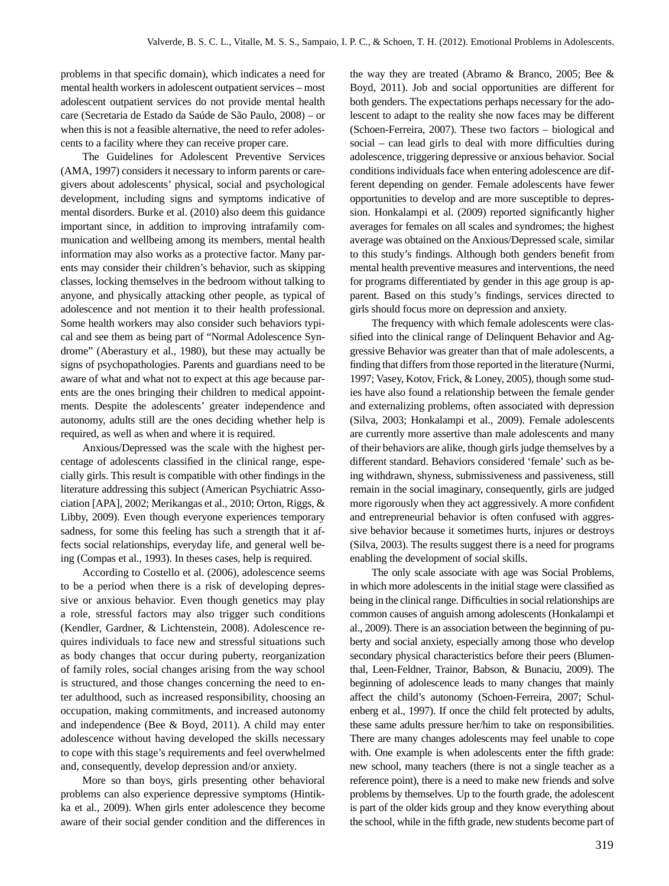problems in that specific domain), which indicates a need for mental health workers in adolescent outpatient services – most adolescent outpatient services do not provide mental health care (Secretaria de Estado da Saúde de São Paulo, 2008) – or when this is not a feasible alternative, the need to refer adolescents to a facility where they can receive proper care.

The Guidelines for Adolescent Preventive Services (AMA, 1997) considers it necessary to inform parents or caregivers about adolescents' physical, social and psychological development, including signs and symptoms indicative of mental disorders. Burke et al. (2010) also deem this guidance important since, in addition to improving intrafamily communication and wellbeing among its members, mental health information may also works as a protective factor. Many parents may consider their children's behavior, such as skipping classes, locking themselves in the bedroom without talking to anyone, and physically attacking other people, as typical of adolescence and not mention it to their health professional. Some health workers may also consider such behaviors typical and see them as being part of "Normal Adolescence Syndrome" (Aberastury et al., 1980), but these may actually be signs of psychopathologies. Parents and guardians need to be aware of what and what not to expect at this age because parents are the ones bringing their children to medical appointments. Despite the adolescents' greater independence and autonomy, adults still are the ones deciding whether help is required, as well as when and where it is required.

Anxious/Depressed was the scale with the highest percentage of adolescents classified in the clinical range, especially girls. This result is compatible with other findings in the literature addressing this subject (American Psychiatric Association [APA], 2002; Merikangas et al., 2010; Orton, Riggs, & Libby, 2009). Even though everyone experiences temporary sadness, for some this feeling has such a strength that it affects social relationships, everyday life, and general well being (Compas et al., 1993). In theses cases, help is required.

According to Costello et al. (2006), adolescence seems to be a period when there is a risk of developing depressive or anxious behavior. Even though genetics may play a role, stressful factors may also trigger such conditions (Kendler, Gardner, & Lichtenstein, 2008). Adolescence requires individuals to face new and stressful situations such as body changes that occur during puberty, reorganization of family roles, social changes arising from the way school is structured, and those changes concerning the need to enter adulthood, such as increased responsibility, choosing an occupation, making commitments, and increased autonomy and independence (Bee & Boyd, 2011). A child may enter adolescence without having developed the skills necessary to cope with this stage's requirements and feel overwhelmed and, consequently, develop depression and/or anxiety.

More so than boys, girls presenting other behavioral problems can also experience depressive symptoms (Hintikka et al., 2009). When girls enter adolescence they become aware of their social gender condition and the differences in the way they are treated (Abramo & Branco, 2005; Bee & Boyd, 2011). Job and social opportunities are different for both genders. The expectations perhaps necessary for the adolescent to adapt to the reality she now faces may be different (Schoen-Ferreira, 2007). These two factors – biological and social – can lead girls to deal with more difficulties during adolescence, triggering depressive or anxious behavior. Social conditions individuals face when entering adolescence are different depending on gender. Female adolescents have fewer opportunities to develop and are more susceptible to depression. Honkalampi et al. (2009) reported significantly higher averages for females on all scales and syndromes; the highest average was obtained on the Anxious/Depressed scale, similar to this study's findings. Although both genders benefit from mental health preventive measures and interventions, the need for programs differentiated by gender in this age group is apparent. Based on this study's findings, services directed to girls should focus more on depression and anxiety.

The frequency with which female adolescents were classified into the clinical range of Delinquent Behavior and Aggressive Behavior was greater than that of male adolescents, a finding that differs from those reported in the literature (Nurmi, 1997; Vasey, Kotov, Frick, & Loney, 2005), though some studies have also found a relationship between the female gender and externalizing problems, often associated with depression (Silva, 2003; Honkalampi et al., 2009). Female adolescents are currently more assertive than male adolescents and many of their behaviors are alike, though girls judge themselves by a different standard. Behaviors considered 'female' such as being withdrawn, shyness, submissiveness and passiveness, still remain in the social imaginary, consequently, girls are judged more rigorously when they act aggressively. A more confident and entrepreneurial behavior is often confused with aggressive behavior because it sometimes hurts, injures or destroys (Silva, 2003). The results suggest there is a need for programs enabling the development of social skills.

The only scale associate with age was Social Problems, in which more adolescents in the initial stage were classified as being in the clinical range. Difficulties in social relationships are common causes of anguish among adolescents (Honkalampi et al., 2009). There is an association between the beginning of puberty and social anxiety, especially among those who develop secondary physical characteristics before their peers (Blumenthal, Leen-Feldner, Trainor, Babson, & Bunaciu, 2009). The beginning of adolescence leads to many changes that mainly affect the child's autonomy (Schoen-Ferreira, 2007; Schulenberg et al., 1997). If once the child felt protected by adults, these same adults pressure her/him to take on responsibilities. There are many changes adolescents may feel unable to cope with. One example is when adolescents enter the fifth grade: new school, many teachers (there is not a single teacher as a reference point), there is a need to make new friends and solve problems by themselves. Up to the fourth grade, the adolescent is part of the older kids group and they know everything about the school, while in the fifth grade, new students become part of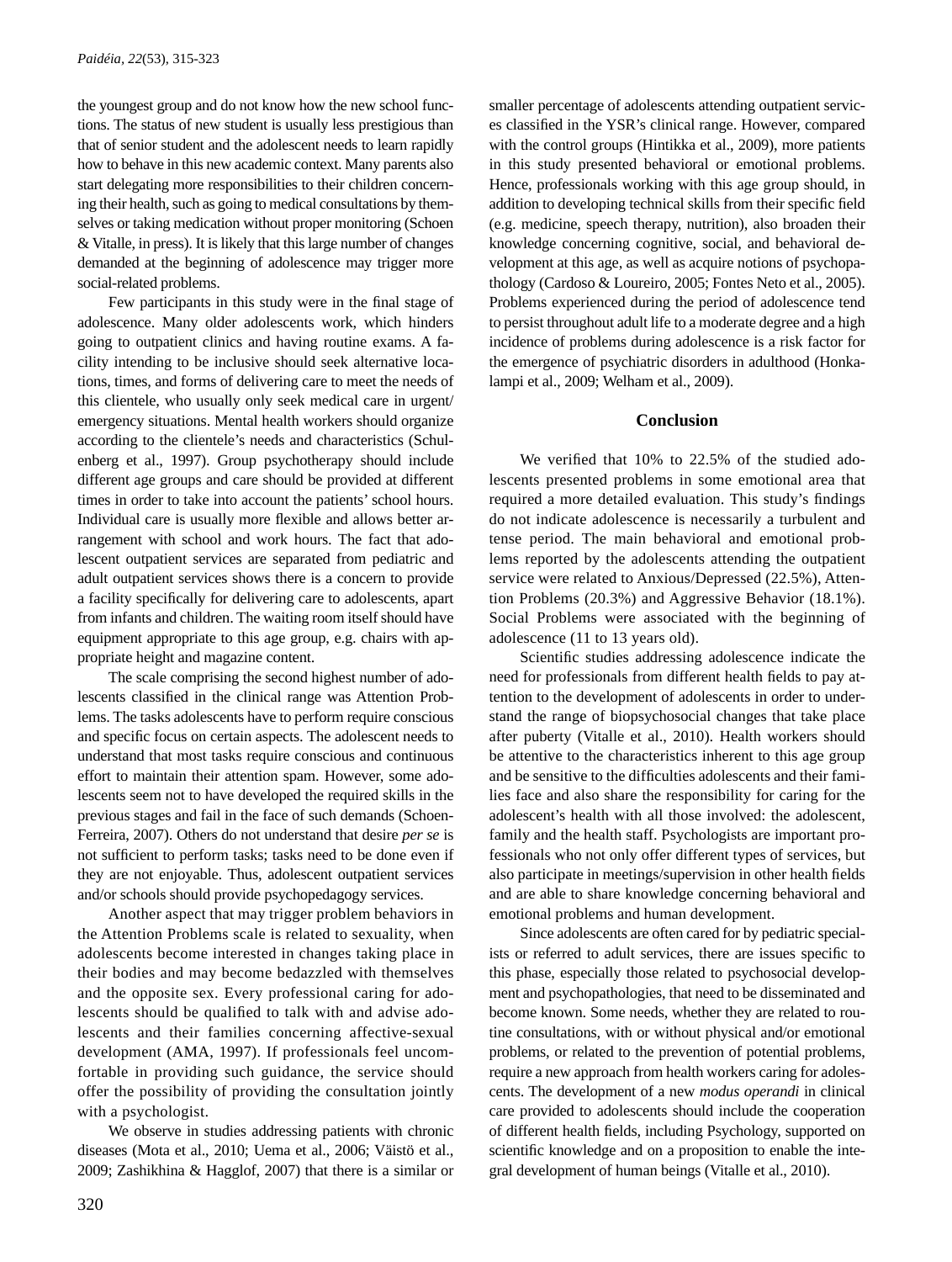the youngest group and do not know how the new school functions. The status of new student is usually less prestigious than that of senior student and the adolescent needs to learn rapidly how to behave in this new academic context. Many parents also start delegating more responsibilities to their children concerning their health, such as going to medical consultations by themselves or taking medication without proper monitoring (Schoen & Vitalle, in press). It is likely that this large number of changes demanded at the beginning of adolescence may trigger more social-related problems.

Few participants in this study were in the final stage of adolescence. Many older adolescents work, which hinders going to outpatient clinics and having routine exams. A facility intending to be inclusive should seek alternative locations, times, and forms of delivering care to meet the needs of this clientele, who usually only seek medical care in urgent/emergency situations. Mental health workers should organize according to the clientele's needs and characteristics (Schulenberg et al., 1997). Group psychotherapy should include different age groups and care should be provided at different times in order to take into account the patients' school hours. Individual care is usually more flexible and allows better arrangement with school and work hours. The fact that adolescent outpatient services are separated from pediatric and adult outpatient services shows there is a concern to provide a facility specifically for delivering care to adolescents, apart from infants and children. The waiting room itself should have equipment appropriate to this age group, e.g. chairs with appropriate height and magazine content.

The scale comprising the second highest number of adolescents classified in the clinical range was Attention Problems. The tasks adolescents have to perform require conscious and specific focus on certain aspects. The adolescent needs to understand that most tasks require conscious and continuous effort to maintain their attention spam. However, some adolescents seem not to have developed the required skills in the previous stages and fail in the face of such demands (Schoen-Ferreira, 2007). Others do not understand that desire *per se* is not sufficient to perform tasks; tasks need to be done even if they are not enjoyable. Thus, adolescent outpatient services and/or schools should provide psychopedagogy services.

Another aspect that may trigger problem behaviors in the Attention Problems scale is related to sexuality, when adolescents become interested in changes taking place in their bodies and may become bedazzled with themselves and the opposite sex. Every professional caring for adolescents should be qualified to talk with and advise adolescents and their families concerning affective-sexual development (AMA, 1997). If professionals feel uncomfortable in providing such guidance, the service should offer the possibility of providing the consultation jointly with a psychologist.

We observe in studies addressing patients with chronic diseases (Mota et al., 2010; Uema et al., 2006; Väistö et al., 2009; Zashikhina & Hagglof, 2007) that there is a similar or smaller percentage of adolescents attending outpatient services classified in the YSR's clinical range. However, compared with the control groups (Hintikka et al., 2009), more patients in this study presented behavioral or emotional problems. Hence, professionals working with this age group should, in addition to developing technical skills from their specific field (e.g. medicine, speech therapy, nutrition), also broaden their knowledge concerning cognitive, social, and behavioral development at this age, as well as acquire notions of psychopathology (Cardoso & Loureiro, 2005; Fontes Neto et al., 2005). Problems experienced during the period of adolescence tend to persist throughout adult life to a moderate degree and a high incidence of problems during adolescence is a risk factor for the emergence of psychiatric disorders in adulthood (Honkalampi et al., 2009; Welham et al., 2009).

## Conclusion

We verified that 10% to 22.5% of the studied adolescents presented problems in some emotional area that required a more detailed evaluation. This study's findings do not indicate adolescence is necessarily a turbulent and tense period. The main behavioral and emotional problems reported by the adolescents attending the outpatient service were related to Anxious/Depressed (22.5%), Attention Problems (20.3%) and Aggressive Behavior (18.1%). Social Problems were associated with the beginning of adolescence (11 to 13 years old).

Scientific studies addressing adolescence indicate the need for professionals from different health fields to pay attention to the development of adolescents in order to understand the range of biopsychosocial changes that take place after puberty (Vitalle et al., 2010). Health workers should be attentive to the characteristics inherent to this age group and be sensitive to the difficulties adolescents and their families face and also share the responsibility for caring for the adolescent's health with all those involved: the adolescent, family and the health staff. Psychologists are important professionals who not only offer different types of services, but also participate in meetings/supervision in other health fields and are able to share knowledge concerning behavioral and emotional problems and human development.

Since adolescents are often cared for by pediatric specialists or referred to adult services, there are issues specific to this phase, especially those related to psychosocial development and psychopathologies, that need to be disseminated and become known. Some needs, whether they are related to routine consultations, with or without physical and/or emotional problems, or related to the prevention of potential problems, require a new approach from health workers caring for adolescents. The development of a new *modus operandi* in clinical care provided to adolescents should include the cooperation of different health fields, including Psychology, supported on scientific knowledge and on a proposition to enable the integral development of human beings (Vitalle et al., 2010).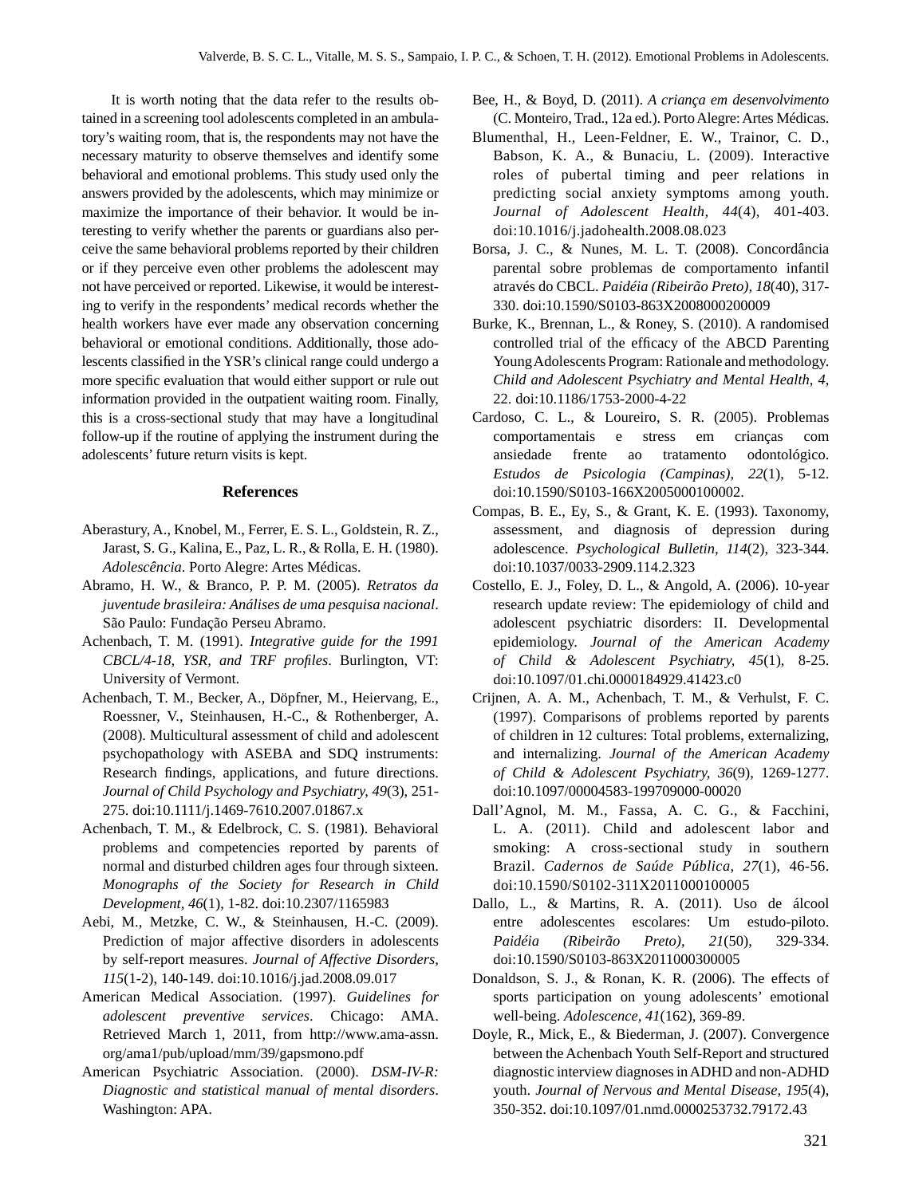It is worth noting that the data refer to the results obtained in a screening tool adolescents completed in an ambulatory's waiting room, that is, the respondents may not have the necessary maturity to observe themselves and identify some behavioral and emotional problems. This study used only the answers provided by the adolescents, which may minimize or maximize the importance of their behavior. It would be interesting to verify whether the parents or guardians also perceive the same behavioral problems reported by their children or if they perceive even other problems the adolescent may not have perceived or reported. Likewise, it would be interesting to verify in the respondents' medical records whether the health workers have ever made any observation concerning behavioral or emotional conditions. Additionally, those adolescents classified in the YSR's clinical range could undergo a more specific evaluation that would either support or rule out information provided in the outpatient waiting room. Finally, this is a cross-sectional study that may have a longitudinal follow-up if the routine of applying the instrument during the adolescents' future return visits is kept.

## References

Aberastury, A., Knobel, M., Ferrer, E. S. L., Goldstein, R. Z., Jarast, S. G., Kalina, E., Paz, L. R., & Rolla, E. H. (1980). *Adolescência*. Porto Alegre: Artes Médicas.

Abramo, H. W., & Branco, P. P. M. (2005). *Retratos da juventude brasileira: Análises de uma pesquisa nacional*. São Paulo: Fundação Perseu Abramo.

Achenbach, T. M. (1991). *Integrative guide for the 1991 CBCL/4-18, YSR, and TRF profiles*. Burlington, VT: University of Vermont.

Achenbach, T. M., Becker, A., Döpfner, M., Heiervang, E., Roessner, V., Steinhausen, H.-C., & Rothenberger, A. (2008). Multicultural assessment of child and adolescent psychopathology with ASEBA and SDQ instruments: Research findings, applications, and future directions. *Journal of Child Psychology and Psychiatry, 49*(3), 251-275. doi:10.1111/j.1469-7610.2007.01867.x

Achenbach, T. M., & Edelbrock, C. S. (1981). Behavioral problems and competencies reported by parents of normal and disturbed children ages four through sixteen. *Monographs of the Society for Research in Child Development, 46*(1), 1-82. doi:10.2307/1165983

Aebi, M., Metzke, C. W., & Steinhausen, H.-C. (2009). Prediction of major affective disorders in adolescents by self-report measures. *Journal of Affective Disorders, 115*(1-2), 140-149. doi:10.1016/j.jad.2008.09.017

American Medical Association. (1997). *Guidelines for adolescent preventive services*. Chicago: AMA. Retrieved March 1, 2011, from http://www.ama-assn.org/ama1/pub/upload/mm/39/gapsmono.pdf

American Psychiatric Association. (2000). *DSM-IV-R: Diagnostic and statistical manual of mental disorders*. Washington: APA.

Bee, H., & Boyd, D. (2011). *A criança em desenvolvimento* (C. Monteiro, Trad., 12a ed.). Porto Alegre: Artes Médicas.

Blumenthal, H., Leen-Feldner, E. W., Trainor, C. D., Babson, K. A., & Bunaciu, L. (2009). Interactive roles of pubertal timing and peer relations in predicting social anxiety symptoms among youth. *Journal of Adolescent Health, 44*(4), 401-403. doi:10.1016/j.jadohealth.2008.08.023

Borsa, J. C., & Nunes, M. L. T. (2008). Concordância parental sobre problemas de comportamento infantil através do CBCL. *Paidéia (Ribeirão Preto), 18*(40), 317-330. doi:10.1590/S0103-863X2008000200009

Burke, K., Brennan, L., & Roney, S. (2010). A randomised controlled trial of the efficacy of the ABCD Parenting Young Adolescents Program: Rationale and methodology. *Child and Adolescent Psychiatry and Mental Health, 4*, 22. doi:10.1186/1753-2000-4-22

Cardoso, C. L., & Loureiro, S. R. (2005). Problemas comportamentais e stress em crianças com ansiedade frente ao tratamento odontológico. *Estudos de Psicologia (Campinas), 22*(1), 5-12. doi:10.1590/S0103-166X2005000100002.

Compas, B. E., Ey, S., & Grant, K. E. (1993). Taxonomy, assessment, and diagnosis of depression during adolescence. *Psychological Bulletin, 114*(2), 323-344. doi:10.1037/0033-2909.114.2.323

Costello, E. J., Foley, D. L., & Angold, A. (2006). 10-year research update review: The epidemiology of child and adolescent psychiatric disorders: II. Developmental epidemiology. *Journal of the American Academy of Child & Adolescent Psychiatry, 45*(1), 8-25. doi:10.1097/01.chi.0000184929.41423.c0

Crijnen, A. A. M., Achenbach, T. M., & Verhulst, F. C. (1997). Comparisons of problems reported by parents of children in 12 cultures: Total problems, externalizing, and internalizing. *Journal of the American Academy of Child & Adolescent Psychiatry, 36*(9), 1269-1277. doi:10.1097/00004583-199709000-00020

Dall'Agnol, M. M., Fassa, A. C. G., & Facchini, L. A. (2011). Child and adolescent labor and smoking: A cross-sectional study in southern Brazil. *Cadernos de Saúde Pública, 27*(1), 46-56. doi:10.1590/S0102-311X2011000100005

Dallo, L., & Martins, R. A. (2011). Uso de álcool entre adolescentes escolares: Um estudo-piloto. *Paidéia (Ribeirão Preto), 21*(50), 329-334. doi:10.1590/S0103-863X2011000300005

Donaldson, S. J., & Ronan, K. R. (2006). The effects of sports participation on young adolescents' emotional well-being. *Adolescence, 41*(162), 369-89.

Doyle, R., Mick, E., & Biederman, J. (2007). Convergence between the Achenbach Youth Self-Report and structured diagnostic interview diagnoses in ADHD and non-ADHD youth. *Journal of Nervous and Mental Disease, 195*(4), 350-352. doi:10.1097/01.nmd.0000253732.79172.43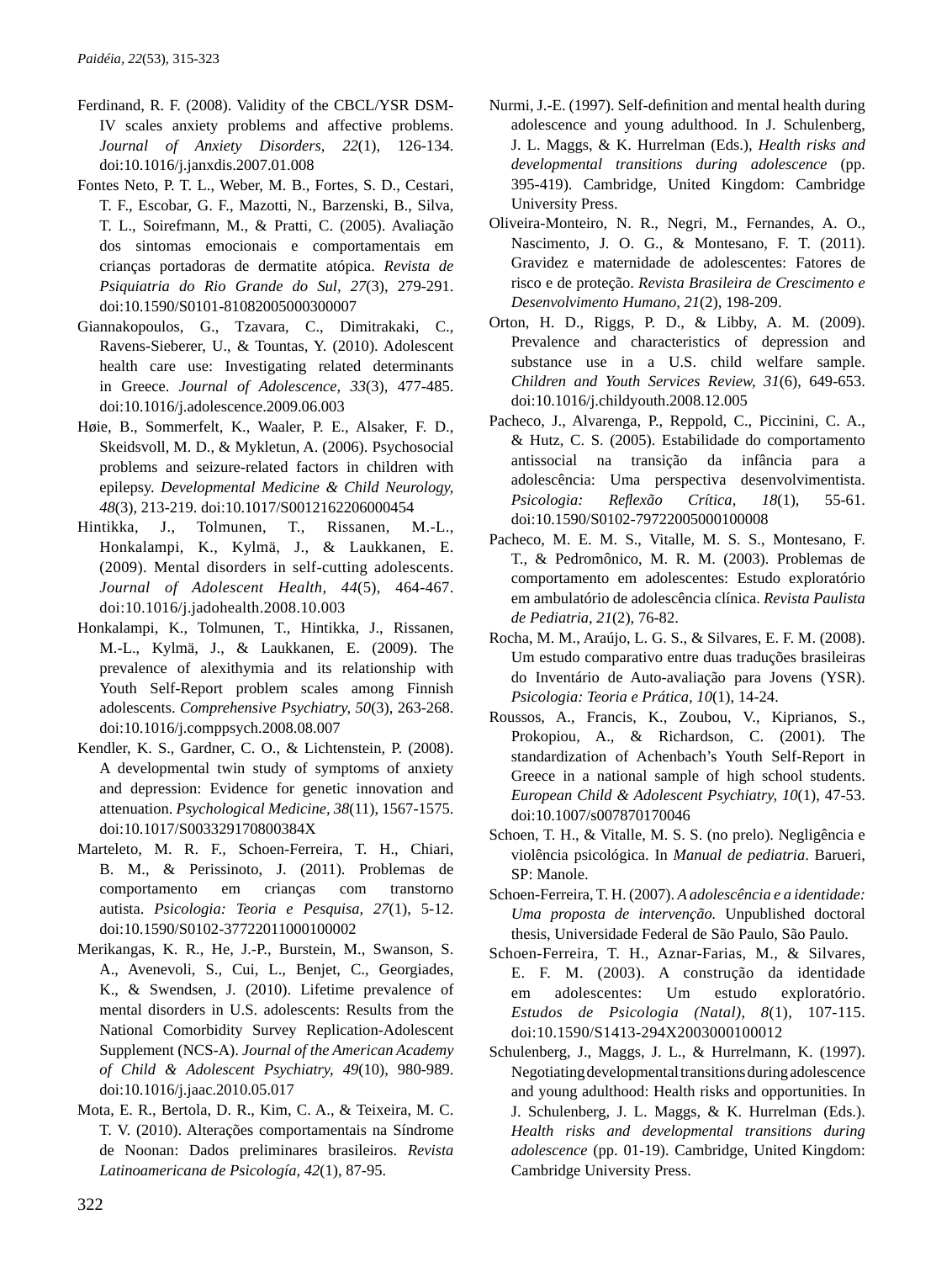Ferdinand, R. F. (2008). Validity of the CBCL/YSR DSM-IV scales anxiety problems and affective problems. *Journal of Anxiety Disorders, 22*(1), 126-134. doi:10.1016/j.janxdis.2007.01.008

Fontes Neto, P. T. L., Weber, M. B., Fortes, S. D., Cestari, T. F., Escobar, G. F., Mazotti, N., Barzenski, B., Silva, T. L., Soirefmann, M., & Pratti, C. (2005). Avaliação dos sintomas emocionais e comportamentais em crianças portadoras de dermatite atópica. *Revista de Psiquiatria do Rio Grande do Sul, 27*(3), 279-291. doi:10.1590/S0101-81082005000300007

Giannakopoulos, G., Tzavara, C., Dimitrakaki, C., Ravens-Sieberer, U., & Tountas, Y. (2010). Adolescent health care use: Investigating related determinants in Greece. *Journal of Adolescence, 33*(3), 477-485. doi:10.1016/j.adolescence.2009.06.003

Høie, B., Sommerfelt, K., Waaler, P. E., Alsaker, F. D., Skeidsvoll, M. D., & Mykletun, A. (2006). Psychosocial problems and seizure-related factors in children with epilepsy. *Developmental Medicine & Child Neurology, 48*(3), 213-219. doi:10.1017/S0012162206000454

Hintikka, J., Tolmunen, T., Rissanen, M.-L., Honkalampi, K., Kylmä, J., & Laukkanen, E. (2009). Mental disorders in self-cutting adolescents. *Journal of Adolescent Health, 44*(5), 464-467. doi:10.1016/j.jadohealth.2008.10.003

Honkalampi, K., Tolmunen, T., Hintikka, J., Rissanen, M.-L., Kylmä, J., & Laukkanen, E. (2009). The prevalence of alexithymia and its relationship with Youth Self-Report problem scales among Finnish adolescents. *Comprehensive Psychiatry, 50*(3), 263-268. doi:10.1016/j.comppsych.2008.08.007

Kendler, K. S., Gardner, C. O., & Lichtenstein, P. (2008). A developmental twin study of symptoms of anxiety and depression: Evidence for genetic innovation and attenuation. *Psychological Medicine, 38*(11), 1567-1575. doi:10.1017/S003329170800384X

Marteleto, M. R. F., Schoen-Ferreira, T. H., Chiari, B. M., & Perissinoto, J. (2011). Problemas de comportamento em crianças com transtorno autista. *Psicologia: Teoria e Pesquisa, 27*(1), 5-12. doi:10.1590/S0102-37722011000100002

Merikangas, K. R., He, J.-P., Burstein, M., Swanson, S. A., Avenevoli, S., Cui, L., Benjet, C., Georgiades, K., & Swendsen, J. (2010). Lifetime prevalence of mental disorders in U.S. adolescents: Results from the National Comorbidity Survey Replication-Adolescent Supplement (NCS-A). *Journal of the American Academy of Child & Adolescent Psychiatry, 49*(10), 980-989. doi:10.1016/j.jaac.2010.05.017

Mota, E. R., Bertola, D. R., Kim, C. A., & Teixeira, M. C. T. V. (2010). Alterações comportamentais na Síndrome de Noonan: Dados preliminares brasileiros. *Revista Latinoamericana de Psicología, 42*(1), 87-95.

Nurmi, J.-E. (1997). Self-definition and mental health during adolescence and young adulthood. In J. Schulenberg, J. L. Maggs, & K. Hurrelman (Eds.), *Health risks and developmental transitions during adolescence* (pp. 395-419). Cambridge, United Kingdom: Cambridge University Press.

Oliveira-Monteiro, N. R., Negri, M., Fernandes, A. O., Nascimento, J. O. G., & Montesano, F. T. (2011). Gravidez e maternidade de adolescentes: Fatores de risco e de proteção. *Revista Brasileira de Crescimento e Desenvolvimento Humano, 21*(2), 198-209.

Orton, H. D., Riggs, P. D., & Libby, A. M. (2009). Prevalence and characteristics of depression and substance use in a U.S. child welfare sample. *Children and Youth Services Review, 31*(6), 649-653. doi:10.1016/j.childyouth.2008.12.005

Pacheco, J., Alvarenga, P., Reppold, C., Piccinini, C. A., & Hutz, C. S. (2005). Estabilidade do comportamento antissocial na transição da infância para a adolescência: Uma perspectiva desenvolvimentista. *Psicologia: Reflexão Crítica, 18*(1), 55-61. doi:10.1590/S0102-79722005000100008

Pacheco, M. E. M. S., Vitalle, M. S. S., Montesano, F. T., & Pedromônico, M. R. M. (2003). Problemas de comportamento em adolescentes: Estudo exploratório em ambulatório de adolescência clínica. *Revista Paulista de Pediatria, 21*(2), 76-82.

Rocha, M. M., Araújo, L. G. S., & Silvares, E. F. M. (2008). Um estudo comparativo entre duas traduções brasileiras do Inventário de Auto-avaliação para Jovens (YSR). *Psicologia: Teoria e Prática, 10*(1), 14-24.

Roussos, A., Francis, K., Zoubou, V., Kiprianos, S., Prokopiou, A., & Richardson, C. (2001). The standardization of Achenbach's Youth Self-Report in Greece in a national sample of high school students. *European Child & Adolescent Psychiatry, 10*(1), 47-53. doi:10.1007/s007870170046

Schoen, T. H., & Vitalle, M. S. S. (no prelo). Negligência e violência psicológica. In *Manual de pediatria*. Barueri, SP: Manole.

Schoen-Ferreira, T. H. (2007). *A adolescência e a identidade: Uma proposta de intervenção.* Unpublished doctoral thesis, Universidade Federal de São Paulo, São Paulo.

Schoen-Ferreira, T. H., Aznar-Farias, M., & Silvares, E. F. M. (2003). A construção da identidade em adolescentes: Um estudo exploratório. *Estudos de Psicologia (Natal), 8*(1), 107-115. doi:10.1590/S1413-294X2003000100012

Schulenberg, J., Maggs, J. L., & Hurrelmann, K. (1997). Negotiating developmental transitions during adolescence and young adulthood: Health risks and opportunities. In J. Schulenberg, J. L. Maggs, & K. Hurrelman (Eds.). *Health risks and developmental transitions during adolescence* (pp. 01-19). Cambridge, United Kingdom: Cambridge University Press.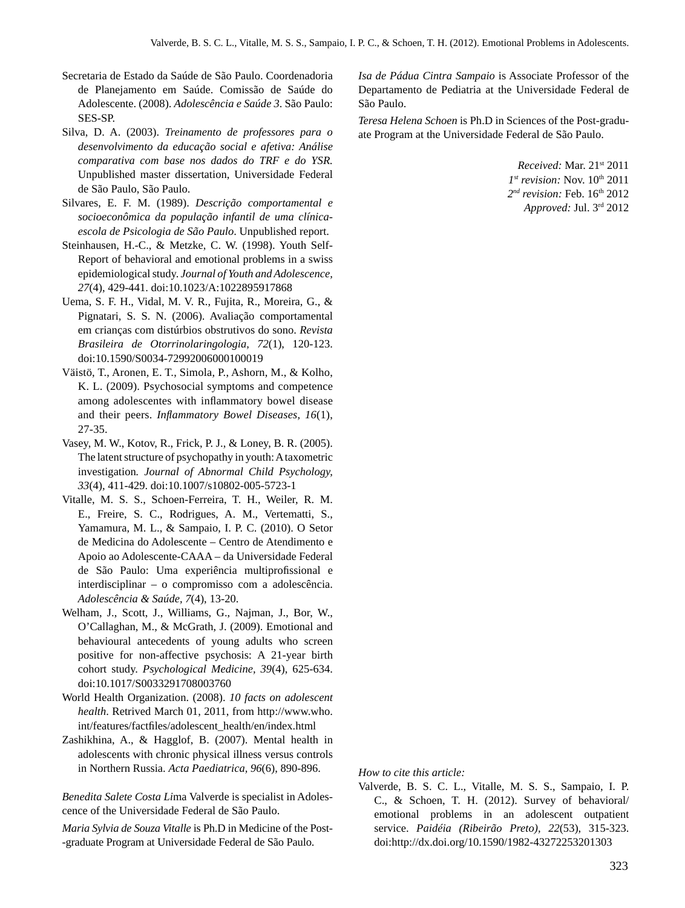Secretaria de Estado da Saúde de São Paulo. Coordenadoria de Planejamento em Saúde. Comissão de Saúde do Adolescente. (2008). *Adolescência e Saúde 3*. São Paulo: SES-SP.

Silva, D. A. (2003). *Treinamento de professores para o desenvolvimento da educação social e afetiva: Análise comparativa com base nos dados do TRF e do YSR*. Unpublished master dissertation, Universidade Federal de São Paulo, São Paulo.

Silvares, E. F. M. (1989). *Descrição comportamental e socioeconômica da população infantil de uma clínica-escola de Psicologia de São Paulo*. Unpublished report.

Steinhausen, H.-C., & Metzke, C. W. (1998). Youth Self-Report of behavioral and emotional problems in a swiss epidemiological study. *Journal of Youth and Adolescence, 27*(4), 429-441. doi:10.1023/A:1022895917868

Uema, S. F. H., Vidal, M. V. R., Fujita, R., Moreira, G., & Pignatari, S. S. N. (2006). Avaliação comportamental em crianças com distúrbios obstrutivos do sono. *Revista Brasileira de Otorrinolaringologia, 72*(1), 120-123. doi:10.1590/S0034-72992006000100019

Väistö, T., Aronen, E. T., Simola, P., Ashorn, M., & Kolho, K. L. (2009). Psychosocial symptoms and competence among adolescentes with inflammatory bowel disease and their peers. *Inflammatory Bowel Diseases, 16*(1), 27-35.

Vasey, M. W., Kotov, R., Frick, P. J., & Loney, B. R. (2005). The latent structure of psychopathy in youth: A taxometric investigation. *Journal of Abnormal Child Psychology, 33*(4), 411-429. doi:10.1007/s10802-005-5723-1

Vitalle, M. S. S., Schoen-Ferreira, T. H., Weiler, R. M. E., Freire, S. C., Rodrigues, A. M., Vertematti, S., Yamamura, M. L., & Sampaio, I. P. C. (2010). O Setor de Medicina do Adolescente – Centro de Atendimento e Apoio ao Adolescente-CAAA – da Universidade Federal de São Paulo: Uma experiência multiprofissional e interdisciplinar – o compromisso com a adolescência. *Adolescência & Saúde, 7*(4), 13-20.

Welham, J., Scott, J., Williams, G., Najman, J., Bor, W., O'Callaghan, M., & McGrath, J. (2009). Emotional and behavioural antecedents of young adults who screen positive for non-affective psychosis: A 21-year birth cohort study. *Psychological Medicine, 39*(4), 625-634. doi:10.1017/S0033291708003760

World Health Organization. (2008). *10 facts on adolescent health*. Retrived March 01, 2011, from http://www.who.int/features/factfiles/adolescent_health/en/index.html

Zashikhina, A., & Hagglof, B. (2007). Mental health in adolescents with chronic physical illness versus controls in Northern Russia. *Acta Paediatrica, 96*(6), 890-896.

*Benedita Salete Costa Li*ma Valverde is specialist in Adolescence of the Universidade Federal de São Paulo.

*Maria Sylvia de Souza Vitalle* is Ph.D in Medicine of the Post-graduate Program at Universidade Federal de São Paulo.

*Isa de Pádua Cintra Sampaio* is Associate Professor of the Departamento de Pediatria at the Universidade Federal de São Paulo.

*Teresa Helena Schoen* is Ph.D in Sciences of the Post-graduate Program at the Universidade Federal de São Paulo.

*Received:* Mar. 21st 2011
*1st revision:* Nov. 10th 2011
*2nd revision:* Feb. 16th 2012
*Approved:* Jul. 3rd 2012

*How to cite this article:*

Valverde, B. S. C. L., Vitalle, M. S. S., Sampaio, I. P. C., & Schoen, T. H. (2012). Survey of behavioral/emotional problems in an adolescent outpatient service. *Paidéia (Ribeirão Preto), 22*(53), 315-323. doi:http://dx.doi.org/10.1590/1982-43272253201303